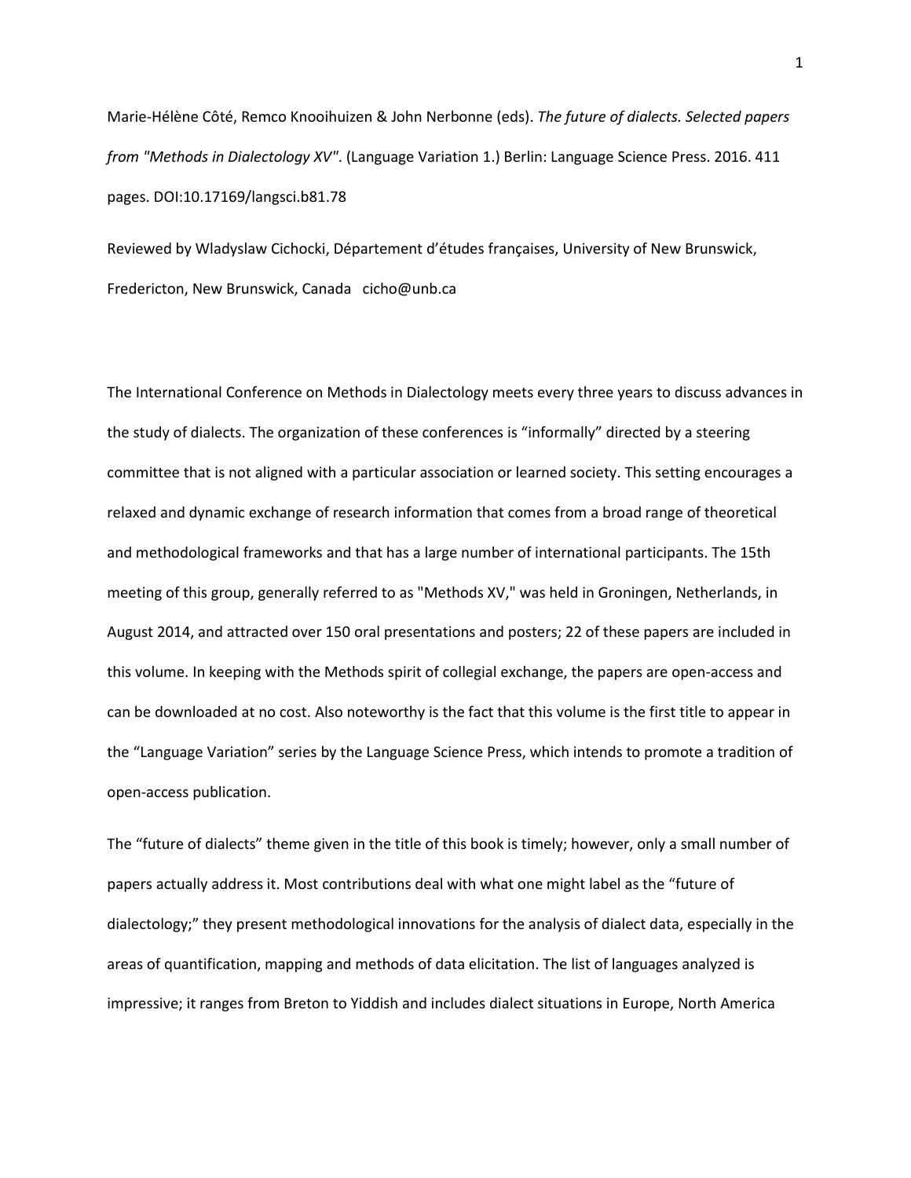Marie-Hélène Côté, Remco Knooihuizen & John Nerbonne (eds). *The future of dialects. Selected papers from "Methods in Dialectology XV"*. (Language Variation 1.) Berlin: Language Science Press. 2016. 411 pages. DOI:10.17169/langsci.b81.78

Reviewed by Wladyslaw Cichocki, Département d'études françaises, University of New Brunswick, Fredericton, New Brunswick, Canada cicho@unb.ca

The International Conference on Methods in Dialectology meets every three years to discuss advances in the study of dialects. The organization of these conferences is "informally" directed by a steering committee that is not aligned with a particular association or learned society. This setting encourages a relaxed and dynamic exchange of research information that comes from a broad range of theoretical and methodological frameworks and that has a large number of international participants. The 15th meeting of this group, generally referred to as "Methods XV," was held in Groningen, Netherlands, in August 2014, and attracted over 150 oral presentations and posters; 22 of these papers are included in this volume. In keeping with the Methods spirit of collegial exchange, the papers are open-access and can be downloaded at no cost. Also noteworthy is the fact that this volume is the first title to appear in the "Language Variation" series by the Language Science Press, which intends to promote a tradition of open-access publication.

The "future of dialects" theme given in the title of this book is timely; however, only a small number of papers actually address it. Most contributions deal with what one might label as the "future of dialectology;" they present methodological innovations for the analysis of dialect data, especially in the areas of quantification, mapping and methods of data elicitation. The list of languages analyzed is impressive; it ranges from Breton to Yiddish and includes dialect situations in Europe, North America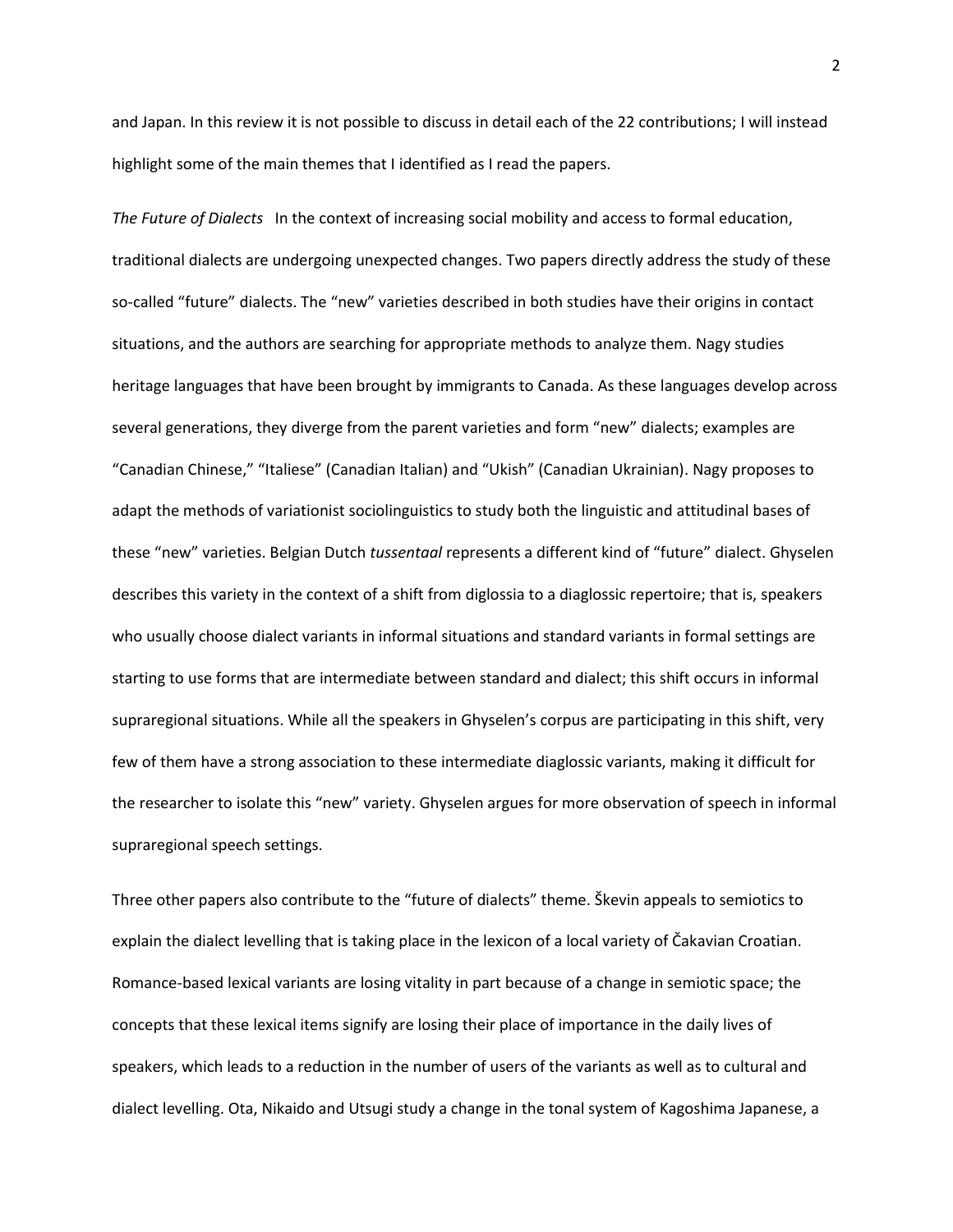and Japan. In this review it is not possible to discuss in detail each of the 22 contributions; I will instead highlight some of the main themes that I identified as I read the papers.

*The Future of Dialects* In the context of increasing social mobility and access to formal education, traditional dialects are undergoing unexpected changes. Two papers directly address the study of these so-called "future" dialects. The "new" varieties described in both studies have their origins in contact situations, and the authors are searching for appropriate methods to analyze them. Nagy studies heritage languages that have been brought by immigrants to Canada. As these languages develop across several generations, they diverge from the parent varieties and form "new" dialects; examples are "Canadian Chinese," "Italiese" (Canadian Italian) and "Ukish" (Canadian Ukrainian). Nagy proposes to adapt the methods of variationist sociolinguistics to study both the linguistic and attitudinal bases of these "new" varieties. Belgian Dutch *tussentaal* represents a different kind of "future" dialect. Ghyselen describes this variety in the context of a shift from diglossia to a diaglossic repertoire; that is, speakers who usually choose dialect variants in informal situations and standard variants in formal settings are starting to use forms that are intermediate between standard and dialect; this shift occurs in informal supraregional situations. While all the speakers in Ghyselen's corpus are participating in this shift, very few of them have a strong association to these intermediate diaglossic variants, making it difficult for the researcher to isolate this "new" variety. Ghyselen argues for more observation of speech in informal supraregional speech settings.

Three other papers also contribute to the "future of dialects" theme. Škevin appeals to semiotics to explain the dialect levelling that is taking place in the lexicon of a local variety of Čakavian Croatian. Romance-based lexical variants are losing vitality in part because of a change in semiotic space; the concepts that these lexical items signify are losing their place of importance in the daily lives of speakers, which leads to a reduction in the number of users of the variants as well as to cultural and dialect levelling. Ota, Nikaido and Utsugi study a change in the tonal system of Kagoshima Japanese, a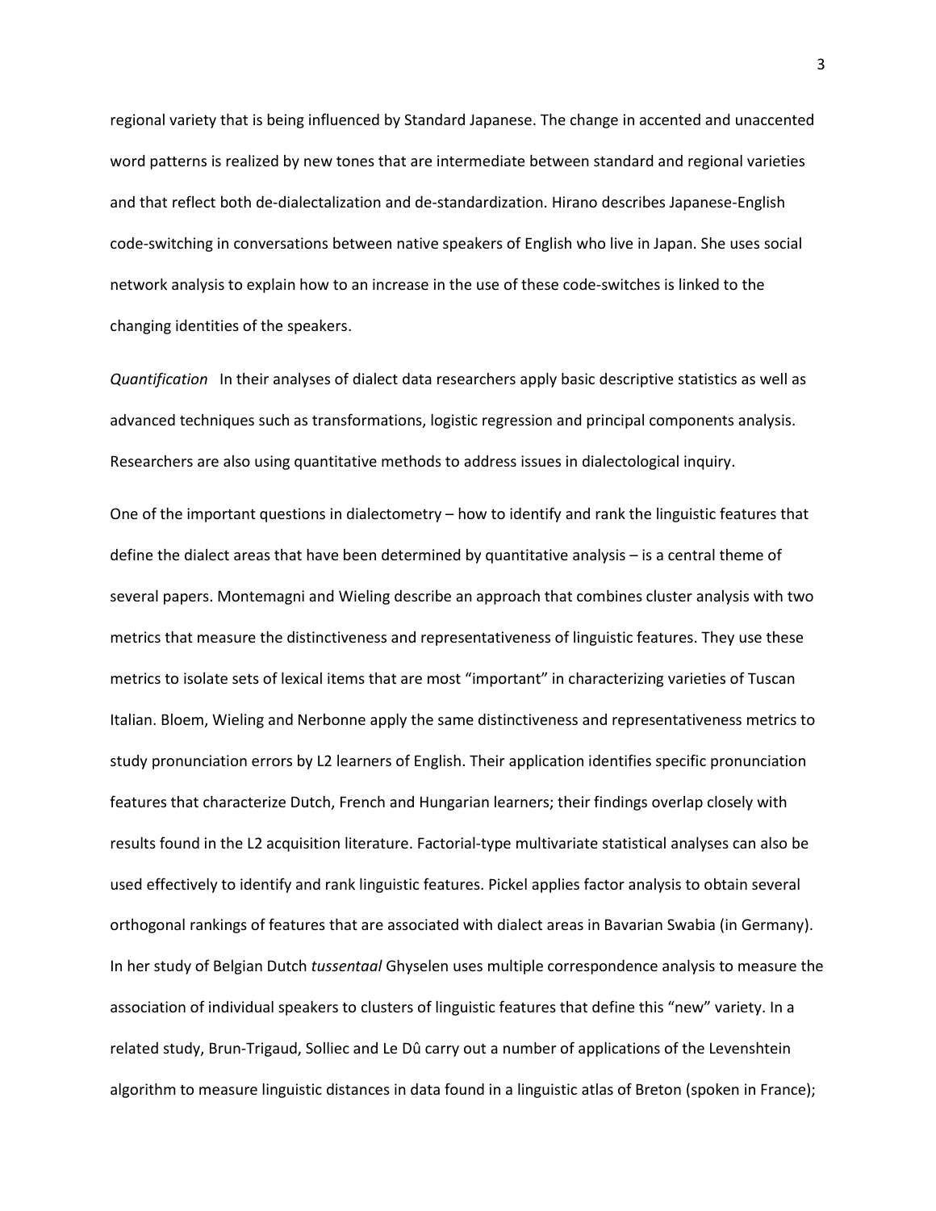regional variety that is being influenced by Standard Japanese. The change in accented and unaccented word patterns is realized by new tones that are intermediate between standard and regional varieties and that reflect both de-dialectalization and de-standardization. Hirano describes Japanese-English code-switching in conversations between native speakers of English who live in Japan. She uses social network analysis to explain how to an increase in the use of these code-switches is linked to the changing identities of the speakers.

*Quantification* In their analyses of dialect data researchers apply basic descriptive statistics as well as advanced techniques such as transformations, logistic regression and principal components analysis. Researchers are also using quantitative methods to address issues in dialectological inquiry.

One of the important questions in dialectometry – how to identify and rank the linguistic features that define the dialect areas that have been determined by quantitative analysis – is a central theme of several papers. Montemagni and Wieling describe an approach that combines cluster analysis with two metrics that measure the distinctiveness and representativeness of linguistic features. They use these metrics to isolate sets of lexical items that are most "important" in characterizing varieties of Tuscan Italian. Bloem, Wieling and Nerbonne apply the same distinctiveness and representativeness metrics to study pronunciation errors by L2 learners of English. Their application identifies specific pronunciation features that characterize Dutch, French and Hungarian learners; their findings overlap closely with results found in the L2 acquisition literature. Factorial-type multivariate statistical analyses can also be used effectively to identify and rank linguistic features. Pickel applies factor analysis to obtain several orthogonal rankings of features that are associated with dialect areas in Bavarian Swabia (in Germany). In her study of Belgian Dutch *tussentaal* Ghyselen uses multiple correspondence analysis to measure the association of individual speakers to clusters of linguistic features that define this "new" variety. In a related study, Brun-Trigaud, Solliec and Le Dû carry out a number of applications of the Levenshtein algorithm to measure linguistic distances in data found in a linguistic atlas of Breton (spoken in France);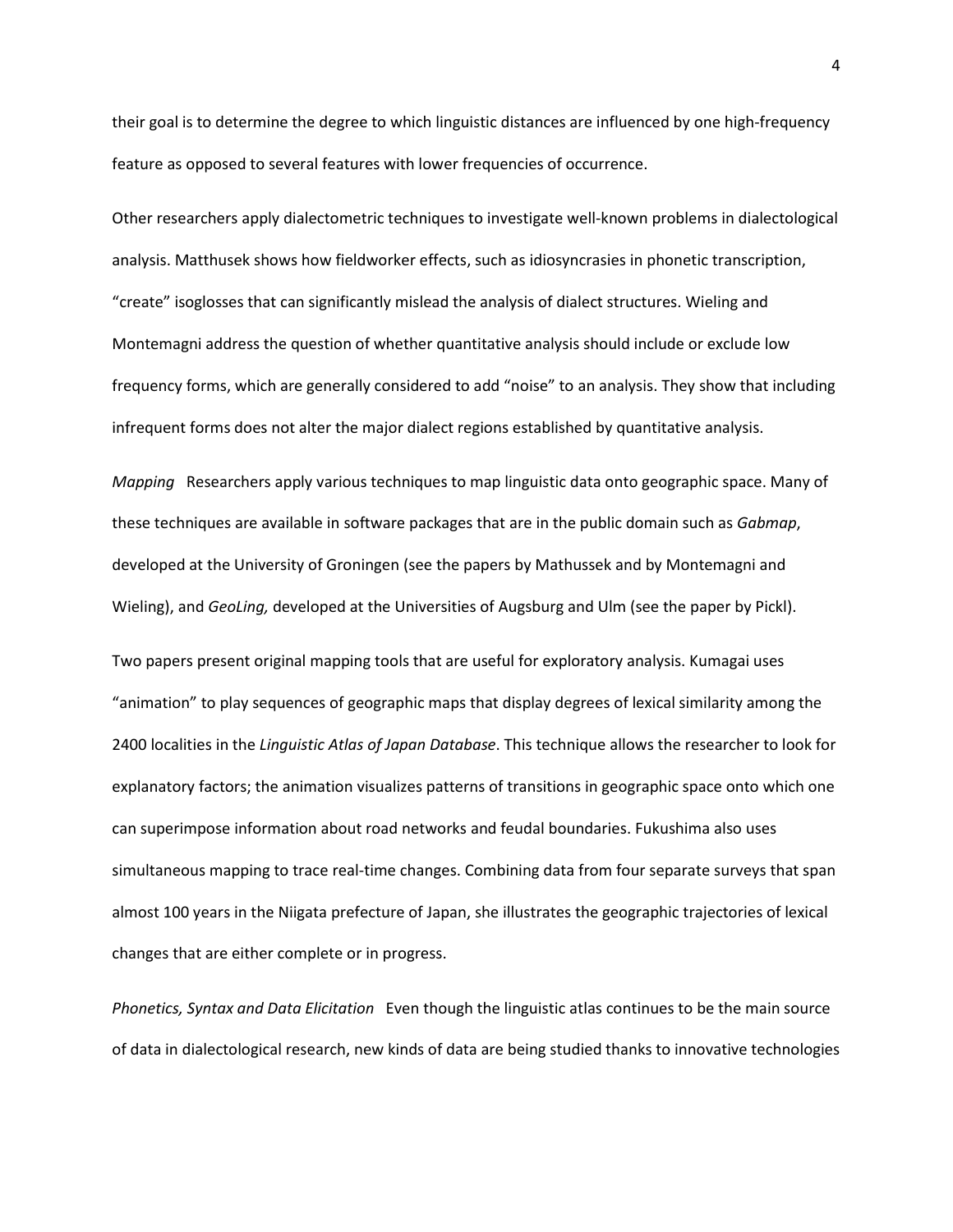their goal is to determine the degree to which linguistic distances are influenced by one high-frequency feature as opposed to several features with lower frequencies of occurrence.

Other researchers apply dialectometric techniques to investigate well-known problems in dialectological analysis. Matthusek shows how fieldworker effects, such as idiosyncrasies in phonetic transcription, "create" isoglosses that can significantly mislead the analysis of dialect structures. Wieling and Montemagni address the question of whether quantitative analysis should include or exclude low frequency forms, which are generally considered to add "noise" to an analysis. They show that including infrequent forms does not alter the major dialect regions established by quantitative analysis.

*Mapping* Researchers apply various techniques to map linguistic data onto geographic space. Many of these techniques are available in software packages that are in the public domain such as *Gabmap*, developed at the University of Groningen (see the papers by Mathussek and by Montemagni and Wieling), and *GeoLing,* developed at the Universities of Augsburg and Ulm (see the paper by Pickl).

Two papers present original mapping tools that are useful for exploratory analysis. Kumagai uses "animation" to play sequences of geographic maps that display degrees of lexical similarity among the 2400 localities in the *Linguistic Atlas of Japan Database*. This technique allows the researcher to look for explanatory factors; the animation visualizes patterns of transitions in geographic space onto which one can superimpose information about road networks and feudal boundaries. Fukushima also uses simultaneous mapping to trace real-time changes. Combining data from four separate surveys that span almost 100 years in the Niigata prefecture of Japan, she illustrates the geographic trajectories of lexical changes that are either complete or in progress.

*Phonetics, Syntax and Data Elicitation* Even though the linguistic atlas continues to be the main source of data in dialectological research, new kinds of data are being studied thanks to innovative technologies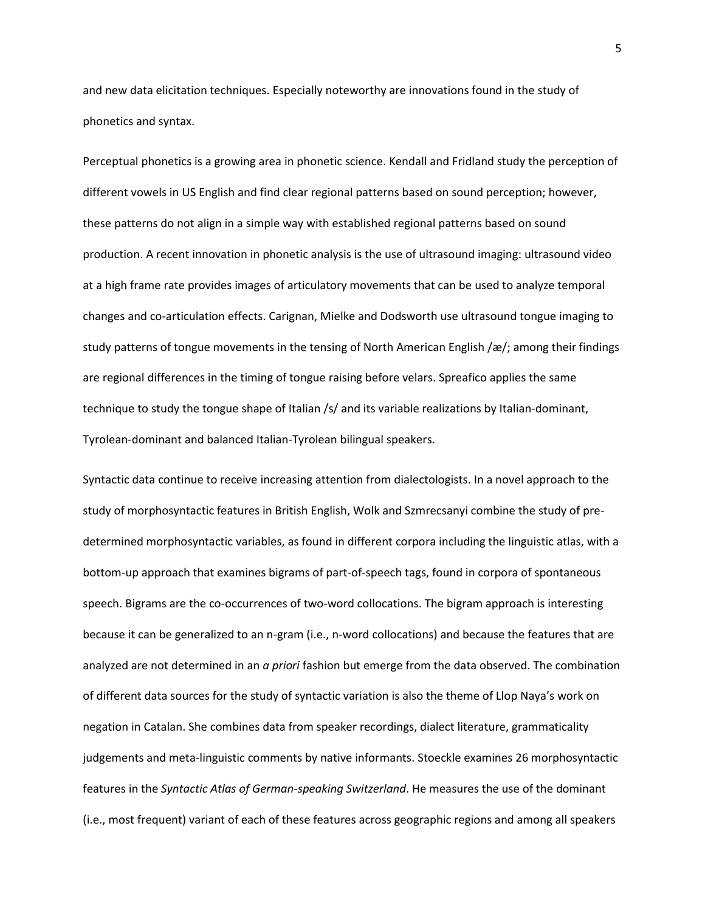and new data elicitation techniques. Especially noteworthy are innovations found in the study of phonetics and syntax.

Perceptual phonetics is a growing area in phonetic science. Kendall and Fridland study the perception of different vowels in US English and find clear regional patterns based on sound perception; however, these patterns do not align in a simple way with established regional patterns based on sound production. A recent innovation in phonetic analysis is the use of ultrasound imaging: ultrasound video at a high frame rate provides images of articulatory movements that can be used to analyze temporal changes and co-articulation effects. Carignan, Mielke and Dodsworth use ultrasound tongue imaging to study patterns of tongue movements in the tensing of North American English /æ/; among their findings are regional differences in the timing of tongue raising before velars. Spreafico applies the same technique to study the tongue shape of Italian /s/ and its variable realizations by Italian-dominant, Tyrolean-dominant and balanced Italian-Tyrolean bilingual speakers.

Syntactic data continue to receive increasing attention from dialectologists. In a novel approach to the study of morphosyntactic features in British English, Wolk and Szmrecsanyi combine the study of pre-determined morphosyntactic variables, as found in different corpora including the linguistic atlas, with a bottom-up approach that examines bigrams of part-of-speech tags, found in corpora of spontaneous speech. Bigrams are the co-occurrences of two-word collocations. The bigram approach is interesting because it can be generalized to an n-gram (i.e., n-word collocations) and because the features that are analyzed are not determined in an *a priori* fashion but emerge from the data observed. The combination of different data sources for the study of syntactic variation is also the theme of Llop Naya's work on negation in Catalan. She combines data from speaker recordings, dialect literature, grammaticality judgements and meta-linguistic comments by native informants. Stoeckle examines 26 morphosyntactic features in the *Syntactic Atlas of German-speaking Switzerland*. He measures the use of the dominant (i.e., most frequent) variant of each of these features across geographic regions and among all speakers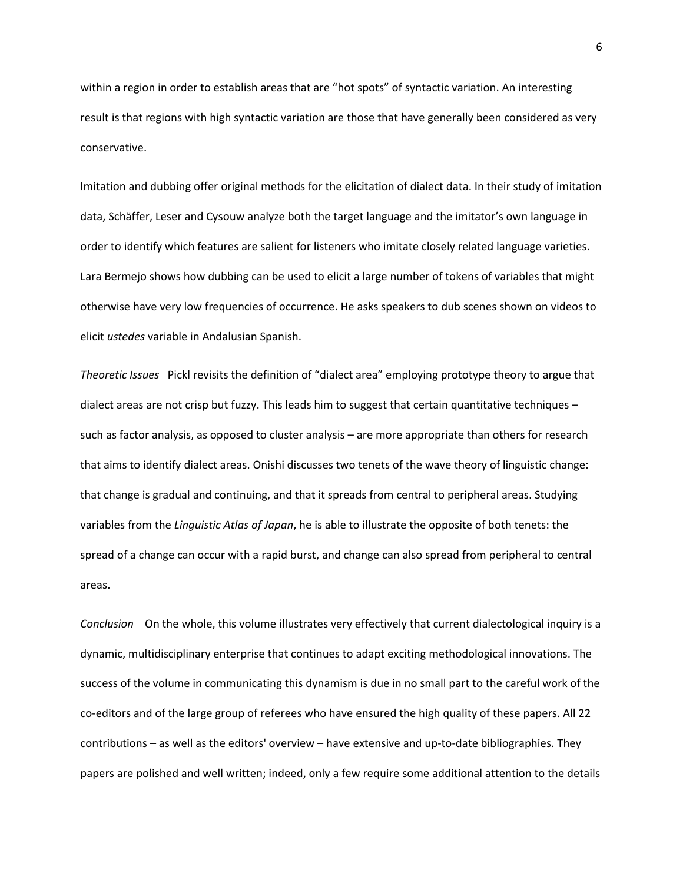within a region in order to establish areas that are "hot spots" of syntactic variation. An interesting result is that regions with high syntactic variation are those that have generally been considered as very conservative.

Imitation and dubbing offer original methods for the elicitation of dialect data. In their study of imitation data, Schäffer, Leser and Cysouw analyze both the target language and the imitator's own language in order to identify which features are salient for listeners who imitate closely related language varieties. Lara Bermejo shows how dubbing can be used to elicit a large number of tokens of variables that might otherwise have very low frequencies of occurrence. He asks speakers to dub scenes shown on videos to elicit *ustedes* variable in Andalusian Spanish.

*Theoretic Issues* Pickl revisits the definition of "dialect area" employing prototype theory to argue that dialect areas are not crisp but fuzzy. This leads him to suggest that certain quantitative techniques – such as factor analysis, as opposed to cluster analysis – are more appropriate than others for research that aims to identify dialect areas. Onishi discusses two tenets of the wave theory of linguistic change: that change is gradual and continuing, and that it spreads from central to peripheral areas. Studying variables from the *Linguistic Atlas of Japan*, he is able to illustrate the opposite of both tenets: the spread of a change can occur with a rapid burst, and change can also spread from peripheral to central areas.

*Conclusion* On the whole, this volume illustrates very effectively that current dialectological inquiry is a dynamic, multidisciplinary enterprise that continues to adapt exciting methodological innovations. The success of the volume in communicating this dynamism is due in no small part to the careful work of the co-editors and of the large group of referees who have ensured the high quality of these papers. All 22 contributions – as well as the editors' overview – have extensive and up-to-date bibliographies. They papers are polished and well written; indeed, only a few require some additional attention to the details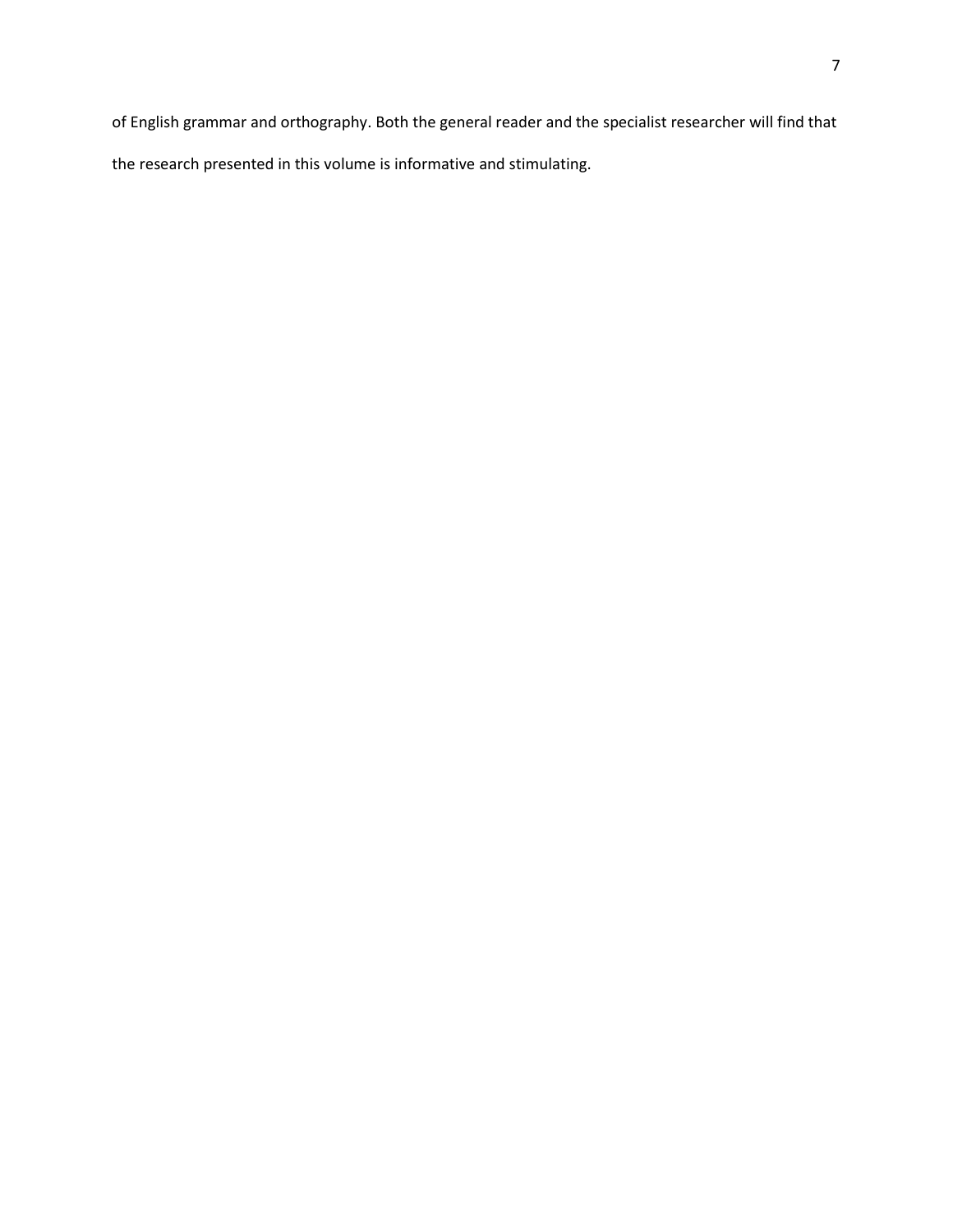of English grammar and orthography. Both the general reader and the specialist researcher will find that the research presented in this volume is informative and stimulating.